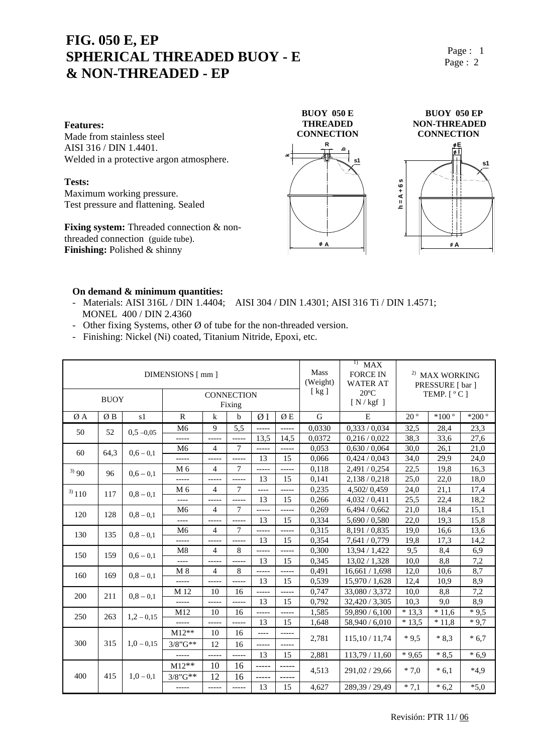# FIG. 050 E, EP
# SPHERICAL THREADED BUOY - E & NON-THREADED - EP

**Features:**
Made from stainless steel
AISI 316 / DIN 1.4401.
Welded in a protective argon atmosphere.

**Tests:**
Maximum working pressure.
Test pressure and flattening. Sealed

**Fixing system:** Threaded connection & non-threaded connection (guide tube).
**Finishing:** Polished & shinny

BUOY 050 E THREADED CONNECTION

BUOY 050 EP NON-THREADED CONNECTION

**On demand & minimum quantities:**

- Materials: AISI 316L / DIN 1.4404; AISI 304 / DIN 1.4301; AISI 316 Ti / DIN 1.4571; MONEL 400 / DIN 2.4360
- Other fixing Systems, other Ø of tube for the non-threaded version.
- Finishing: Nickel (Ni) coated, Titanium Nitride, Epoxi, etc.

| DIMENSIONS [ mm ] | | | | | | | | Mass (Weight) [ kg ] | [1] MAX FORCE IN WATER AT 20ºC [ N / kgf ] | [2] MAX WORKING PRESSURE [ bar ] TEMP. [ º C ] | | |
|---|---|---|---|---|---|---|---|---|---|---|---|---|
| BUOY | | | CONNECTION Fixing | | | | | | | | | |
| Ø A | Ø B | s1 | R | k | b | Ø I | Ø E | G | E | 20 º | *100 º | *200 º |
| 50 | 52 | 0,5 – 0,05 | M6 | 9 | 5,5 | ----- | ----- | 0,0330 | 0,333 / 0,034 | 32,5 | 28,4 | 23,3 |
| | | | ----- | ----- | ----- | 13,5 | 14,5 | 0,0372 | 0,216 / 0,022 | 38,3 | 33,6 | 27,6 |
| 60 | 64,3 | 0,6 – 0,1 | M6 | 4 | 7 | ----- | ----- | 0,053 | 0,630 / 0,064 | 30,0 | 26,1 | 21,0 |
| | | | ----- | ----- | ----- | 13 | 15 | 0,066 | 0,424 / 0,043 | 34,0 | 29,9 | 24,0 |
| [3] 90 | 96 | 0,6 – 0,1 | M 6 | 4 | 7 | ----- | ----- | 0,118 | 2,491 / 0,254 | 22,5 | 19,8 | 16,3 |
| | | | ----- | ----- | ----- | 13 | 15 | 0,141 | 2,138 / 0,218 | 25,0 | 22,0 | 18,0 |
| [3] 110 | 117 | 0,8 – 0,1 | M 6 | 4 | 7 | ---- | ----- | 0,235 | 4,502/ 0,459 | 24,0 | 21,1 | 17,4 |
| | | | ---- | ----- | ----- | 13 | 15 | 0,266 | 4,032 / 0,411 | 25,5 | 22,4 | 18,2 |
| 120 | 128 | 0,8 – 0,1 | M6 | 4 | 7 | ----- | ----- | 0,269 | 6,494 / 0,662 | 21,0 | 18,4 | 15,1 |
| | | | ---- | ----- | ----- | 13 | 15 | 0,334 | 5,690 / 0,580 | 22,0 | 19,3 | 15,8 |
| 130 | 135 | 0,8 – 0,1 | M6 | 4 | 7 | ----- | ----- | 0,315 | 8,191 / 0,835 | 19,0 | 16,6 | 13,6 |
| | | | ----- | ----- | ----- | 13 | 15 | 0,354 | 7,641 / 0,779 | 19,8 | 17,3 | 14,2 |
| 150 | 159 | 0,6 – 0,1 | M8 | 4 | 8 | ----- | ----- | 0,300 | 13,94 / 1,422 | 9,5 | 8,4 | 6,9 |
| | | | ---- | ----- | ----- | 13 | 15 | 0,345 | 13,02 / 1,328 | 10,0 | 8,8 | 7,2 |
| 160 | 169 | 0,8 – 0,1 | M 8 | 4 | 8 | ----- | ----- | 0,491 | 16,661 / 1,698 | 12,0 | 10,6 | 8,7 |
| | | | ----- | ----- | ----- | 13 | 15 | 0,539 | 15,970 / 1,628 | 12,4 | 10,9 | 8,9 |
| 200 | 211 | 0,8 – 0,1 | M 12 | 10 | 16 | ----- | ----- | 0,747 | 33,080 / 3,372 | 10,0 | 8,8 | 7,2 |
| | | | ----- | ----- | ----- | 13 | 15 | 0,792 | 32,420 / 3,305 | 10,3 | 9,0 | 8,9 |
| 250 | 263 | 1,2 – 0,15 | M12 | 10 | 16 | ----- | ----- | 1,585 | 59,890 / 6,100 | * 13,3 | * 11,6 | * 9,5 |
| | | | ----- | ----- | ----- | 13 | 15 | 1,648 | 58,940 / 6,010 | * 13,5 | * 11,8 | * 9,7 |
| 300 | 315 | 1,0 – 0,15 | M12** | 10 | 16 | ---- | ----- | 2,781 | 115,10 / 11,74 | * 9,5 | * 8,3 | * 6,7 |
| | | | 3/8”G** | 12 | 16 | ----- | ----- | | | | | |
| | | | ----- | ----- | ----- | 13 | 15 | 2,881 | 113,79 / 11,60 | * 9,65 | * 8,5 | * 6,9 |
| 400 | 415 | 1,0 – 0,1 | M12** | 10 | 16 | ----- | ----- | 4,513 | 291,02 / 29,66 | * 7,0 | * 6,1 | *4,9 |
| | | | 3/8”G** | 12 | 16 | ----- | ----- | | | | | |
| | | | ----- | ----- | ----- | 13 | 15 | 4,627 | 289,39 / 29,49 | * 7,1 | * 6,2 | *5,0 |

Revisión: PTR 11/ 06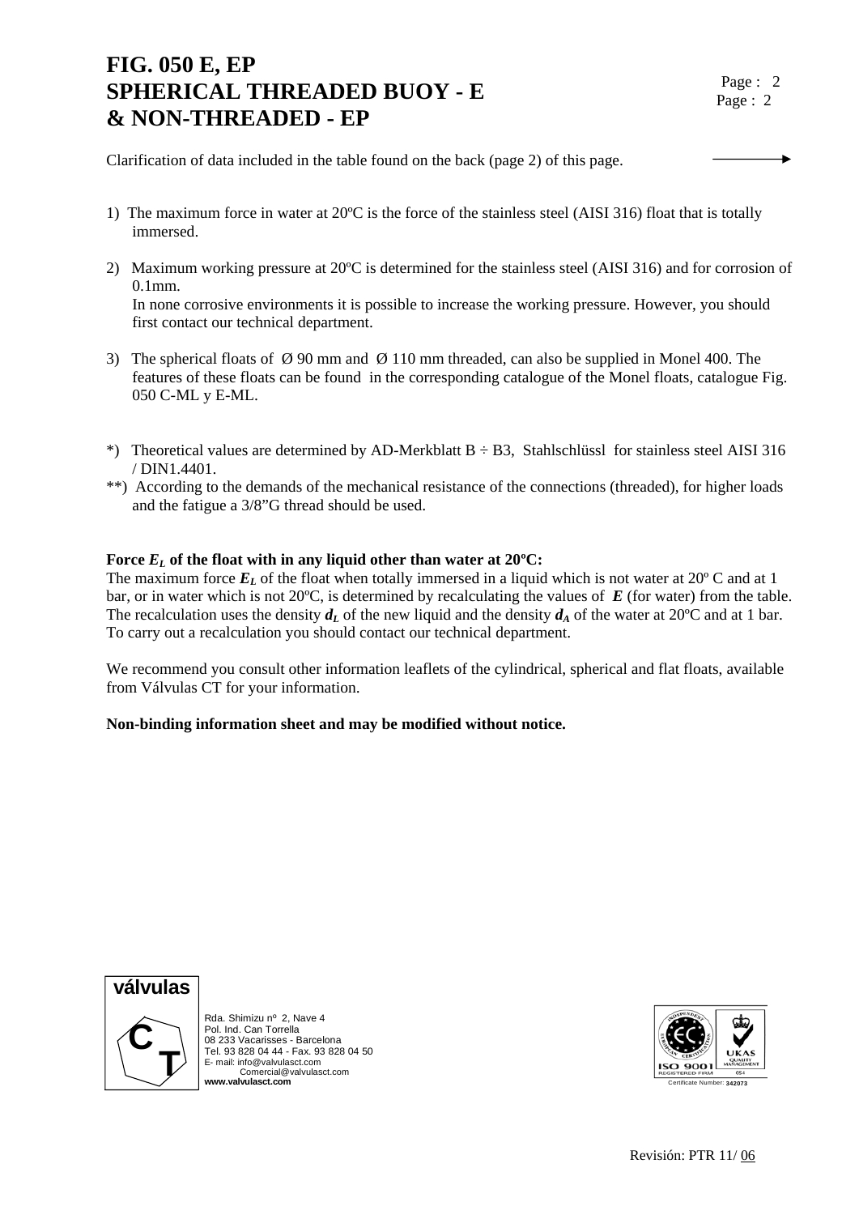# FIG. 050 E, EP
# SPHERICAL THREADED BUOY - E & NON-THREADED - EP

Clarification of data included in the table found on the back (page 2) of this page.

1) The maximum force in water at 20ºC is the force of the stainless steel (AISI 316) float that is totally immersed.

2) Maximum working pressure at 20ºC is determined for the stainless steel (AISI 316) and for corrosion of 0.1mm.
   In none corrosive environments it is possible to increase the working pressure. However, you should first contact our technical department.

3) The spherical floats of Ø 90 mm and Ø 110 mm threaded, can also be supplied in Monel 400. The features of these floats can be found in the corresponding catalogue of the Monel floats, catalogue Fig. 050 C-ML y E-ML.

*) Theoretical values are determined by AD-Merkblatt B ÷ B3, Stahlschlüssl for stainless steel AISI 316 / DIN1.4401.

**) According to the demands of the mechanical resistance of the connections (threaded), for higher loads and the fatigue a 3/8"G thread should be used.

**Force $E_L$ of the float with in any liquid other than water at 20ºC:**
The maximum force $E_L$ of the float when totally immersed in a liquid which is not water at 20º C and at 1 bar, or in water which is not 20ºC, is determined by recalculating the values of $E$ (for water) from the table. The recalculation uses the density $d_L$ of the new liquid and the density $d_A$ of the water at 20ºC and at 1 bar. To carry out a recalculation you should contact our technical department.

We recommend you consult other information leaflets of the cylindrical, spherical and flat floats, available from Válvulas CT for your information.

**Non-binding information sheet and may be modified without notice.**

válvulas CT

Rda. Shimizu nº 2, Nave 4
Pol. Ind. Can Torrella
08 233 Vacarisses - Barcelona
Tel. 93 828 04 44 - Fax. 93 828 04 50
E- mail: info@valvulasct.com
Comercial@valvulasct.com
www.valvulasct.com

ISO 9001 Registered Firm — Certificate Number: 342073

Revisión: PTR 11/ 06